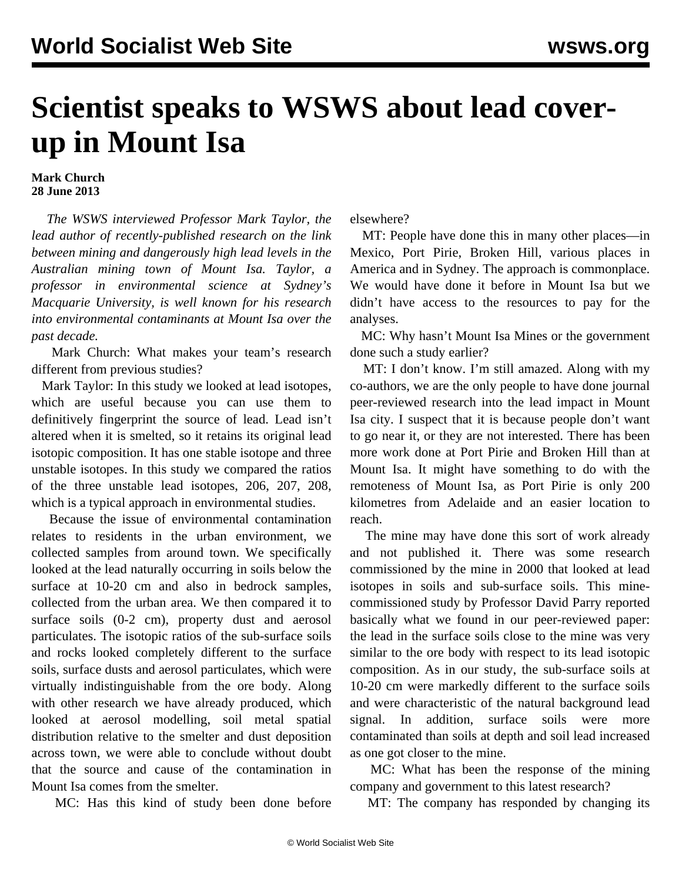# Scientist speaks to WSWS about lead cover-up in Mount Isa

**Mark Church**
**28 June 2013**

*The WSWS interviewed Professor Mark Taylor, the lead author of recently-published research on the link between mining and dangerously high lead levels in the Australian mining town of Mount Isa. Taylor, a professor in environmental science at Sydney's Macquarie University, is well known for his research into environmental contaminants at Mount Isa over the past decade.*

Mark Church: What makes your team's research different from previous studies?

Mark Taylor: In this study we looked at lead isotopes, which are useful because you can use them to definitively fingerprint the source of lead. Lead isn't altered when it is smelted, so it retains its original lead isotopic composition. It has one stable isotope and three unstable isotopes. In this study we compared the ratios of the three unstable lead isotopes, 206, 207, 208, which is a typical approach in environmental studies.

Because the issue of environmental contamination relates to residents in the urban environment, we collected samples from around town. We specifically looked at the lead naturally occurring in soils below the surface at 10-20 cm and also in bedrock samples, collected from the urban area. We then compared it to surface soils (0-2 cm), property dust and aerosol particulates. The isotopic ratios of the sub-surface soils and rocks looked completely different to the surface soils, surface dusts and aerosol particulates, which were virtually indistinguishable from the ore body. Along with other research we have already produced, which looked at aerosol modelling, soil metal spatial distribution relative to the smelter and dust deposition across town, we were able to conclude without doubt that the source and cause of the contamination in Mount Isa comes from the smelter.

MC: Has this kind of study been done before elsewhere?

MT: People have done this in many other places—in Mexico, Port Pirie, Broken Hill, various places in America and in Sydney. The approach is commonplace. We would have done it before in Mount Isa but we didn't have access to the resources to pay for the analyses.

MC: Why hasn't Mount Isa Mines or the government done such a study earlier?

MT: I don't know. I'm still amazed. Along with my co-authors, we are the only people to have done journal peer-reviewed research into the lead impact in Mount Isa city. I suspect that it is because people don't want to go near it, or they are not interested. There has been more work done at Port Pirie and Broken Hill than at Mount Isa. It might have something to do with the remoteness of Mount Isa, as Port Pirie is only 200 kilometres from Adelaide and an easier location to reach.

The mine may have done this sort of work already and not published it. There was some research commissioned by the mine in 2000 that looked at lead isotopes in soils and sub-surface soils. This mine-commissioned study by Professor David Parry reported basically what we found in our peer-reviewed paper: the lead in the surface soils close to the mine was very similar to the ore body with respect to its lead isotopic composition. As in our study, the sub-surface soils at 10-20 cm were markedly different to the surface soils and were characteristic of the natural background lead signal. In addition, surface soils were more contaminated than soils at depth and soil lead increased as one got closer to the mine.

MC: What has been the response of the mining company and government to this latest research?

MT: The company has responded by changing its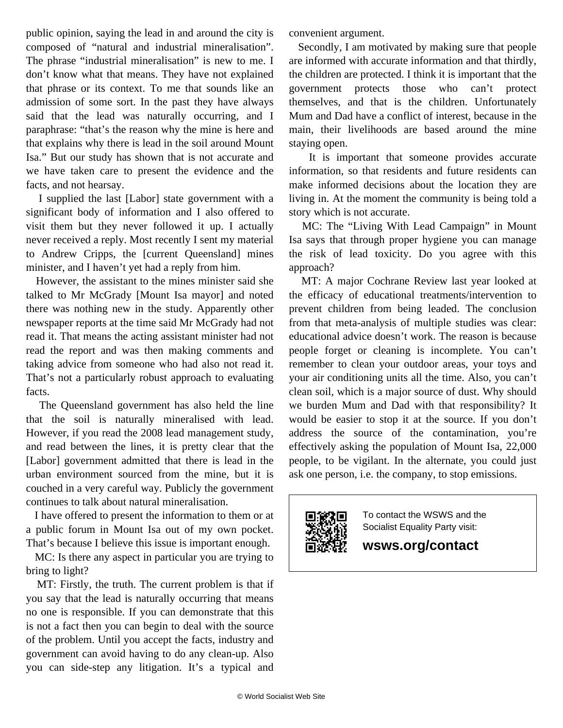public opinion, saying the lead in and around the city is composed of "natural and industrial mineralisation". The phrase "industrial mineralisation" is new to me. I don't know what that means. They have not explained that phrase or its context. To me that sounds like an admission of some sort. In the past they have always said that the lead was naturally occurring, and I paraphrase: "that's the reason why the mine is here and that explains why there is lead in the soil around Mount Isa." But our study has shown that is not accurate and we have taken care to present the evidence and the facts, and not hearsay.

I supplied the last [Labor] state government with a significant body of information and I also offered to visit them but they never followed it up. I actually never received a reply. Most recently I sent my material to Andrew Cripps, the [current Queensland] mines minister, and I haven't yet had a reply from him.

However, the assistant to the mines minister said she talked to Mr McGrady [Mount Isa mayor] and noted there was nothing new in the study. Apparently other newspaper reports at the time said Mr McGrady had not read it. That means the acting assistant minister had not read the report and was then making comments and taking advice from someone who had also not read it. That's not a particularly robust approach to evaluating facts.

The Queensland government has also held the line that the soil is naturally mineralised with lead. However, if you read the 2008 lead management study, and read between the lines, it is pretty clear that the [Labor] government admitted that there is lead in the urban environment sourced from the mine, but it is couched in a very careful way. Publicly the government continues to talk about natural mineralisation.

I have offered to present the information to them or at a public forum in Mount Isa out of my own pocket. That's because I believe this issue is important enough.

MC: Is there any aspect in particular you are trying to bring to light?

MT: Firstly, the truth. The current problem is that if you say that the lead is naturally occurring that means no one is responsible. If you can demonstrate that this is not a fact then you can begin to deal with the source of the problem. Until you accept the facts, industry and government can avoid having to do any clean-up. Also you can side-step any litigation. It's a typical and convenient argument.

Secondly, I am motivated by making sure that people are informed with accurate information and that thirdly, the children are protected. I think it is important that the government protects those who can't protect themselves, and that is the children. Unfortunately Mum and Dad have a conflict of interest, because in the main, their livelihoods are based around the mine staying open.

It is important that someone provides accurate information, so that residents and future residents can make informed decisions about the location they are living in. At the moment the community is being told a story which is not accurate.

MC: The "Living With Lead Campaign" in Mount Isa says that through proper hygiene you can manage the risk of lead toxicity. Do you agree with this approach?

MT: A major Cochrane Review last year looked at the efficacy of educational treatments/intervention to prevent children from being leaded. The conclusion from that meta-analysis of multiple studies was clear: educational advice doesn't work. The reason is because people forget or cleaning is incomplete. You can't remember to clean your outdoor areas, your toys and your air conditioning units all the time. Also, you can't clean soil, which is a major source of dust. Why should we burden Mum and Dad with that responsibility? It would be easier to stop it at the source. If you don't address the source of the contamination, you're effectively asking the population of Mount Isa, 22,000 people, to be vigilant. In the alternate, you could just ask one person, i.e. the company, to stop emissions.

To contact the WSWS and the Socialist Equality Party visit:

**wsws.org/contact**